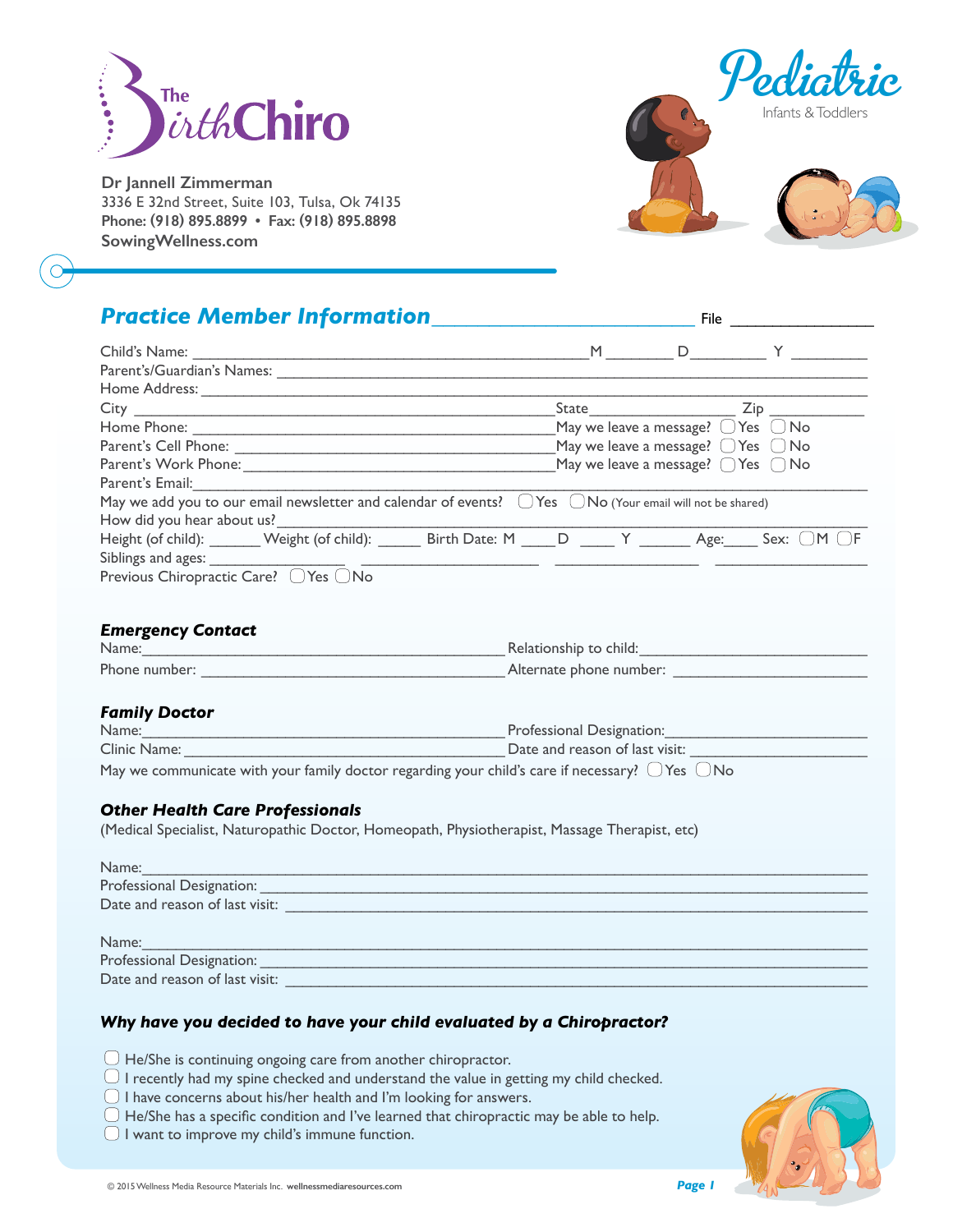The Birth Chiro

**Dr Jannell Zimmerman**
3336 E 32nd Street, Suite 103, Tulsa, Ok 74135
**Phone: (918) 895.8899 • Fax: (918) 895.8898**
**SowingWellness.com**

Pediatric
Infants & Toddlers

## *Practice Member Information*

File ____________

Child's Name: ____________________________ M _______ D _______ Y _______
Parent's/Guardian's Names: ____________________________
Home Address: ____________________________
City ____________________________ State ____________ Zip ________
Home Phone: ____________________________ May we leave a message? ◯ Yes ◯ No
Parent's Cell Phone: ____________________________ May we leave a message? ◯ Yes ◯ No
Parent's Work Phone: ____________________________ May we leave a message? ◯ Yes ◯ No
Parent's Email: ____________________________
May we add you to our email newsletter and calendar of events? ◯ Yes ◯ No (Your email will not be shared)
How did you hear about us? ____________________________
Height (of child): ______ Weight (of child): ______ Birth Date: M ____ D ____ Y ______ Age: ____ Sex: ◯ M ◯ F
Siblings and ages: ____________ ____________ ____________ ____________
Previous Chiropractic Care? ◯ Yes ◯ No

### *Emergency Contact*

Name: ____________________________ Relationship to child: ____________________
Phone number: ____________________________ Alternate phone number: ____________________

### *Family Doctor*

Name: ____________________________ Professional Designation: ____________________
Clinic Name: ____________________________ Date and reason of last visit: ____________________
May we communicate with your family doctor regarding your child's care if necessary? ◯ Yes ◯ No

### *Other Health Care Professionals*

(Medical Specialist, Naturopathic Doctor, Homeopath, Physiotherapist, Massage Therapist, etc)

Name: ____________________________
Professional Designation: ____________________________
Date and reason of last visit: ____________________________

Name: ____________________________
Professional Designation: ____________________________
Date and reason of last visit: ____________________________

### *Why have you decided to have your child evaluated by a Chiropractor?*

- ◯ He/She is continuing ongoing care from another chiropractor.
- ◯ I recently had my spine checked and understand the value in getting my child checked.
- ◯ I have concerns about his/her health and I'm looking for answers.
- ◯ He/She has a specific condition and I've learned that chiropractic may be able to help.
- ◯ I want to improve my child's immune function.

© 2015 Wellness Media Resource Materials Inc. wellnessmediaresources.com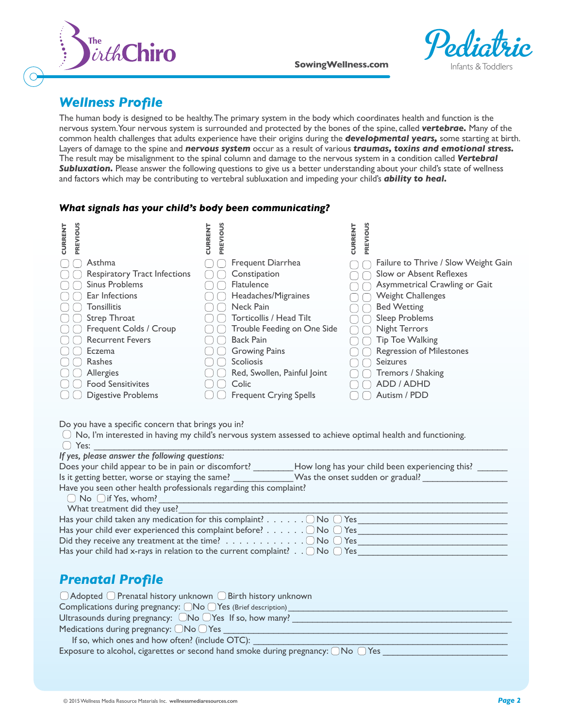## *Wellness Profile*

The human body is designed to be healthy. The primary system in the body which coordinates health and function is the nervous system. Your nervous system is surrounded and protected by the bones of the spine, called ***vertebrae.*** Many of the common health challenges that adults experience have their origins during the ***developmental years,*** some starting at birth. Layers of damage to the spine and ***nervous system*** occur as a result of various ***traumas, toxins and emotional stress.*** The result may be misalignment to the spinal column and damage to the nervous system in a condition called ***Vertebral Subluxation.*** Please answer the following questions to give us a better understanding about your child's state of wellness and factors which may be contributing to vertebral subluxation and impeding your child's ***ability to heal.***

***What signals has your child's body been communicating?***

| CURRENT | PREVIOUS | | CURRENT | PREVIOUS | | CURRENT | PREVIOUS | |
|---|---|---|---|---|---|---|---|---|
| ☐ | ☐ | Asthma | ☐ | ☐ | Frequent Diarrhea | ☐ | ☐ | Failure to Thrive / Slow Weight Gain |
| ☐ | ☐ | Respiratory Tract Infections | ☐ | ☐ | Constipation | ☐ | ☐ | Slow or Absent Reflexes |
| ☐ | ☐ | Sinus Problems | ☐ | ☐ | Flatulence | ☐ | ☐ | Asymmetrical Crawling or Gait |
| ☐ | ☐ | Ear Infections | ☐ | ☐ | Headaches/Migraines | ☐ | ☐ | Weight Challenges |
| ☐ | ☐ | Tonsillitis | ☐ | ☐ | Neck Pain | ☐ | ☐ | Bed Wetting |
| ☐ | ☐ | Strep Throat | ☐ | ☐ | Torticollis / Head Tilt | ☐ | ☐ | Sleep Problems |
| ☐ | ☐ | Frequent Colds / Croup | ☐ | ☐ | Trouble Feeding on One Side | ☐ | ☐ | Night Terrors |
| ☐ | ☐ | Recurrent Fevers | ☐ | ☐ | Back Pain | ☐ | ☐ | Tip Toe Walking |
| ☐ | ☐ | Eczema | ☐ | ☐ | Growing Pains | ☐ | ☐ | Regression of Milestones |
| ☐ | ☐ | Rashes | ☐ | ☐ | Scoliosis | ☐ | ☐ | Seizures |
| ☐ | ☐ | Allergies | ☐ | ☐ | Red, Swollen, Painful Joint | ☐ | ☐ | Tremors / Shaking |
| ☐ | ☐ | Food Sensitivites | ☐ | ☐ | Colic | ☐ | ☐ | ADD / ADHD |
| ☐ | ☐ | Digestive Problems | ☐ | ☐ | Frequent Crying Spells | ☐ | ☐ | Autism / PDD |

Do you have a specific concern that brings you in?

☐ No, I'm interested in having my child's nervous system assessed to achieve optimal health and functioning.

☐ Yes: ______________________________________________

*If yes, please answer the following questions:*

Does your child appear to be in pain or discomfort? ________ How long has your child been experiencing this? ______

Is it getting better, worse or staying the same? ____________ Was the onset sudden or gradual? ________________

Have you seen other health professionals regarding this complaint?

☐ No ☐ if Yes, whom? ______________________________________________

What treatment did they use? ______________________________________________

Has your child taken any medication for this complaint? . . . . . . ☐ No ☐ Yes ____________________

Has your child ever experienced this complaint before? . . . . . . ☐ No ☐ Yes ____________________

Did they receive any treatment at the time? . . . . . . . . . . . . ☐ No ☐ Yes ____________________

Has your child had x-rays in relation to the current complaint? . . ☐ No ☐ Yes ____________________

## *Prenatal Profile*

☐ Adopted ☐ Prenatal history unknown ☐ Birth history unknown

Complications during pregnancy: ☐ No ☐ Yes (Brief description) ______________________________

Ultrasounds during pregnancy: ☐ No ☐ Yes If so, how many? ______________________________

Medications during pregnancy: ☐ No ☐ Yes ______________________________

If so, which ones and how often? (include OTC): ______________________________

Exposure to alcohol, cigarettes or second hand smoke during pregnancy: ☐ No ☐ Yes ____________________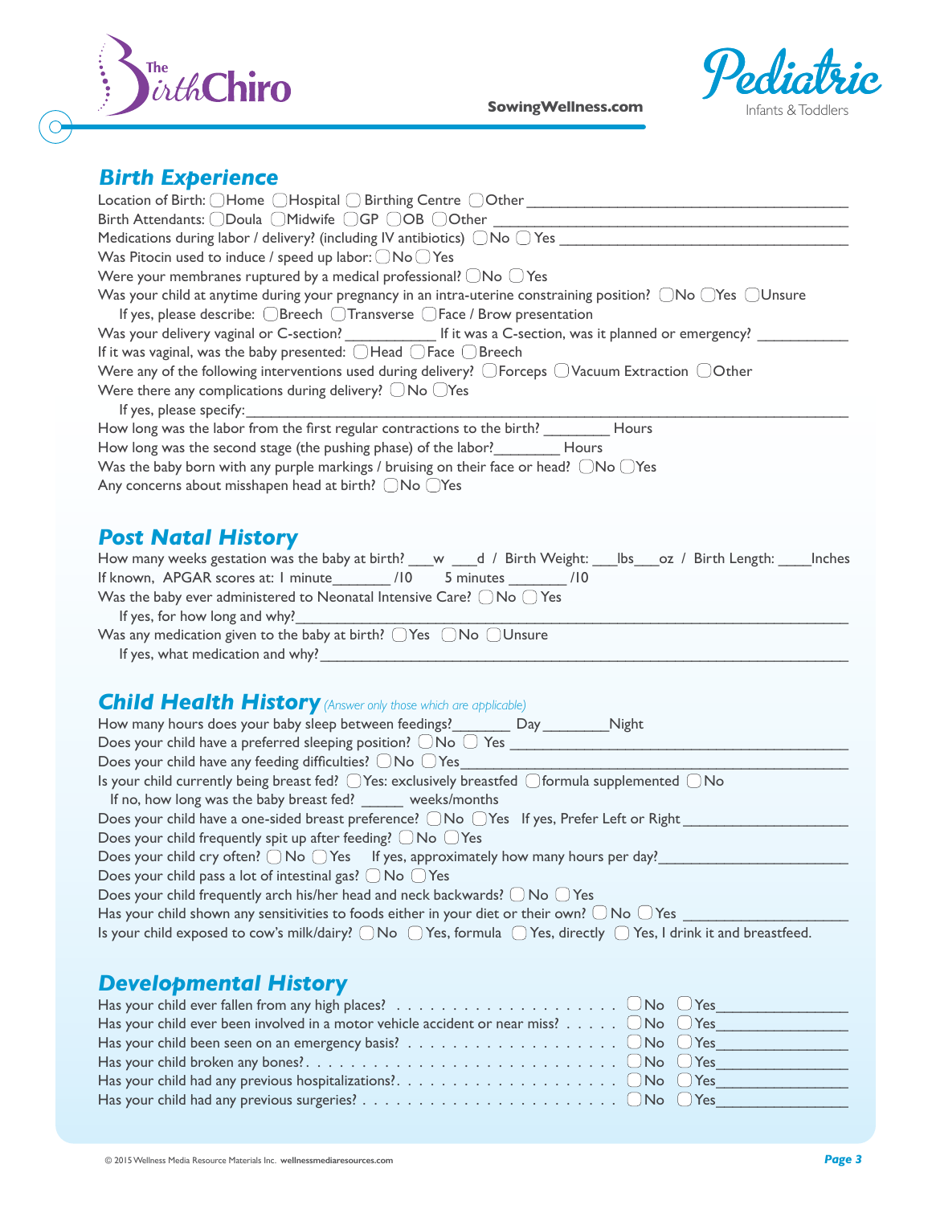## Birth Experience

Location of Birth: ◯ Home ◯ Hospital ◯ Birthing Centre ◯ Other ___________________________

Birth Attendants: ◯ Doula ◯ Midwife ◯ GP ◯ OB ◯ Other ___________________________

Medications during labor / delivery? (including IV antibiotics) ◯ No ◯ Yes ___________________________

Was Pitocin used to induce / speed up labor: ◯ No ◯ Yes

Were your membranes ruptured by a medical professional? ◯ No ◯ Yes

Was your child at anytime during your pregnancy in an intra-uterine constraining position? ◯ No ◯ Yes ◯ Unsure

If yes, please describe: ◯ Breech ◯ Transverse ◯ Face / Brow presentation

Was your delivery vaginal or C-section? ___________ If it was a C-section, was it planned or emergency? ___________

If it was vaginal, was the baby presented: ◯ Head ◯ Face ◯ Breech

Were any of the following interventions used during delivery? ◯ Forceps ◯ Vacuum Extraction ◯ Other

Were there any complications during delivery? ◯ No ◯ Yes

If yes, please specify: ___________________________

How long was the labor from the first regular contractions to the birth? ________ Hours

How long was the second stage (the pushing phase) of the labor? ________ Hours

Was the baby born with any purple markings / bruising on their face or head? ◯ No ◯ Yes

Any concerns about misshapen head at birth? ◯ No ◯ Yes

## Post Natal History

How many weeks gestation was the baby at birth? ___w ___d / Birth Weight: ___lbs___oz / Birth Length: ____Inches

If known, APGAR scores at: 1 minute_______ /10 5 minutes _______ /10

Was the baby ever administered to Neonatal Intensive Care? ◯ No ◯ Yes

If yes, for how long and why? ___________________________

Was any medication given to the baby at birth? ◯ Yes ◯ No ◯ Unsure

If yes, what medication and why? ___________________________

## Child Health History *(Answer only those which are applicable)*

How many hours does your baby sleep between feedings?_______ Day ________Night

Does your child have a preferred sleeping position? ◯ No ◯ Yes ___________________________

Does your child have any feeding difficulties? ◯ No ◯ Yes ___________________________

Is your child currently being breast fed? ◯ Yes: exclusively breastfed ◯ formula supplemented ◯ No

If no, how long was the baby breast fed? _____ weeks/months

Does your child have a one-sided breast preference? ◯ No ◯ Yes If yes, Prefer Left or Right ___________________

Does your child frequently spit up after feeding? ◯ No ◯ Yes

Does your child cry often? ◯ No ◯ Yes If yes, approximately how many hours per day? ___________________

Does your child pass a lot of intestinal gas? ◯ No ◯ Yes

Does your child frequently arch his/her head and neck backwards? ◯ No ◯ Yes

Has your child shown any sensitivities to foods either in your diet or their own? ◯ No ◯ Yes ___________________

Is your child exposed to cow's milk/dairy? ◯ No ◯ Yes, formula ◯ Yes, directly ◯ Yes, I drink it and breastfeed.

## Developmental History

Has your child ever fallen from any high places? . . . . . . . . . . . . . . . . . . . . ◯ No ◯ Yes_______________

Has your child ever been involved in a motor vehicle accident or near miss? . . . . . ◯ No ◯ Yes_______________

Has your child been seen on an emergency basis? . . . . . . . . . . . . . . . . . . . ◯ No ◯ Yes_______________

Has your child broken any bones?. . . . . . . . . . . . . . . . . . . . . . . . . . . . ◯ No ◯ Yes_______________

Has your child had any previous hospitalizations?. . . . . . . . . . . . . . . . . . . . ◯ No ◯ Yes_______________

Has your child had any previous surgeries? . . . . . . . . . . . . . . . . . . . . . . ◯ No ◯ Yes_______________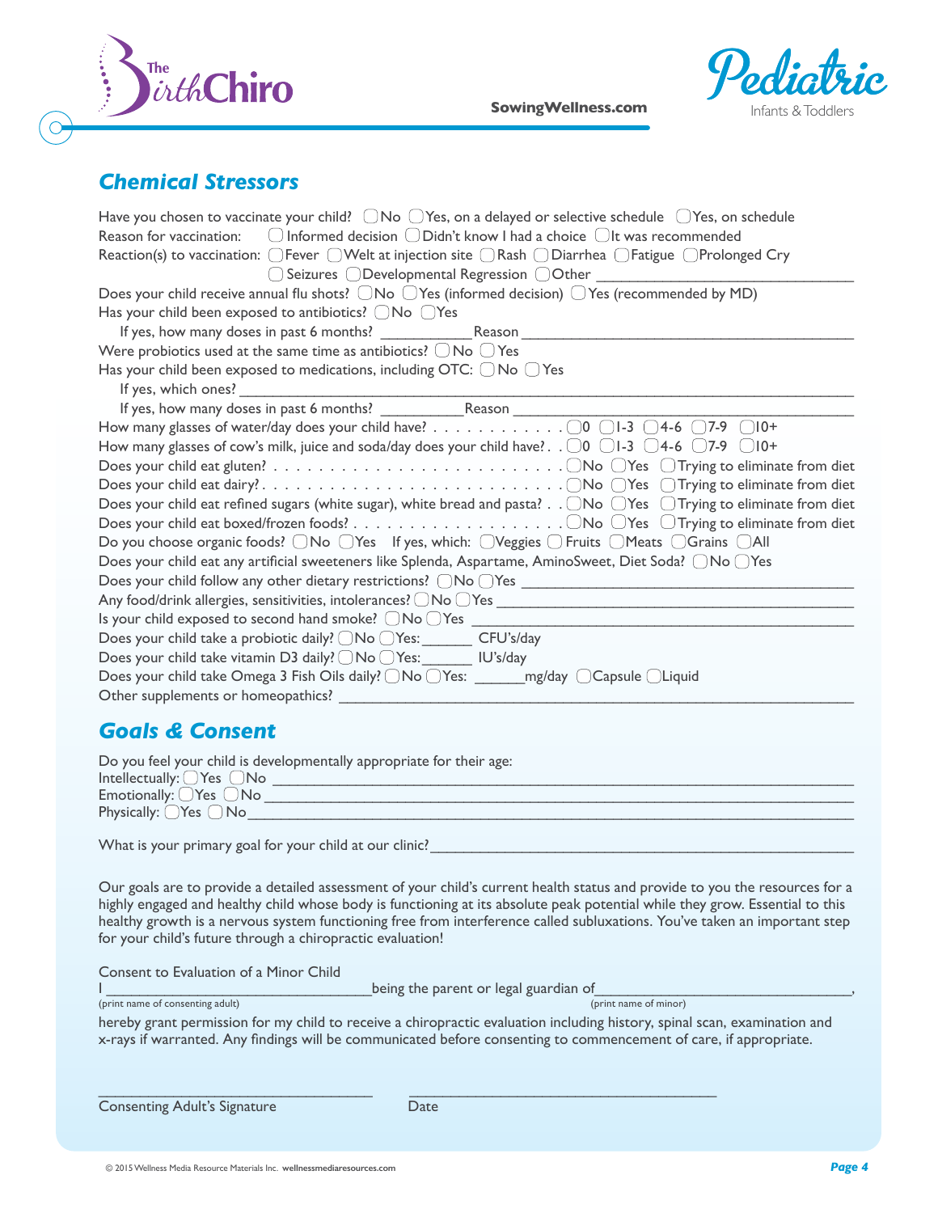## Chemical Stressors

Have you chosen to vaccinate your child? ◯ No ◯ Yes, on a delayed or selective schedule ◯ Yes, on schedule

Reason for vaccination: ◯ Informed decision ◯ Didn't know I had a choice ◯ It was recommended

Reaction(s) to vaccination: ◯ Fever ◯ Welt at injection site ◯ Rash ◯ Diarrhea ◯ Fatigue ◯ Prolonged Cry ◯ Seizures ◯ Developmental Regression ◯ Other ______________________________

Does your child receive annual flu shots? ◯ No ◯ Yes (informed decision) ◯ Yes (recommended by MD)

Has your child been exposed to antibiotics? ◯ No ◯ Yes

If yes, how many doses in past 6 months? __________ Reason ______________________________

Were probiotics used at the same time as antibiotics? ◯ No ◯ Yes

Has your child been exposed to medications, including OTC: ◯ No ◯ Yes

If yes, which ones? ______________________________

If yes, how many doses in past 6 months? __________ Reason ______________________________

How many glasses of water/day does your child have? . . . . . . . . . . . . ◯ 0 ◯ 1-3 ◯ 4-6 ◯ 7-9 ◯ 10+

How many glasses of cow's milk, juice and soda/day does your child have? . . ◯ 0 ◯ 1-3 ◯ 4-6 ◯ 7-9 ◯ 10+

Does your child eat gluten? . . . . . . . . . . . . . . . . . . . . . . . . . . ◯ No ◯ Yes ◯ Trying to eliminate from diet

Does your child eat dairy? . . . . . . . . . . . . . . . . . . . . . . . . . . ◯ No ◯ Yes ◯ Trying to eliminate from diet

Does your child eat refined sugars (white sugar), white bread and pasta? . . ◯ No ◯ Yes ◯ Trying to eliminate from diet

Does your child eat boxed/frozen foods? . . . . . . . . . . . . . . . . . . . ◯ No ◯ Yes ◯ Trying to eliminate from diet

Do you choose organic foods? ◯ No ◯ Yes If yes, which: ◯ Veggies ◯ Fruits ◯ Meats ◯ Grains ◯ All

Does your child eat any artificial sweeteners like Splenda, Aspartame, AminoSweet, Diet Soda? ◯ No ◯ Yes

Does your child follow any other dietary restrictions? ◯ No ◯ Yes ______________________________

Any food/drink allergies, sensitivities, intolerances? ◯ No ◯ Yes ______________________________

Is your child exposed to second hand smoke? ◯ No ◯ Yes ______________________________

Does your child take a probiotic daily? ◯ No ◯ Yes: ______ CFU's/day

Does your child take vitamin D3 daily? ◯ No ◯ Yes: ______ IU's/day

Does your child take Omega 3 Fish Oils daily? ◯ No ◯ Yes: ______ mg/day ◯ Capsule ◯ Liquid

Other supplements or homeopathics? ______________________________

## Goals & Consent

Do you feel your child is developmentally appropriate for their age:

Intellectually: ◯ Yes ◯ No ______________________________

Emotionally: ◯ Yes ◯ No ______________________________

Physically: ◯ Yes ◯ No ______________________________

What is your primary goal for your child at our clinic? ______________________________

Our goals are to provide a detailed assessment of your child's current health status and provide to you the resources for a highly engaged and healthy child whose body is functioning at its absolute peak potential while they grow. Essential to this healthy growth is a nervous system functioning free from interference called subluxations. You've taken an important step for your child's future through a chiropractic evaluation!

Consent to Evaluation of a Minor Child

I ______________________________ being the parent or legal guardian of ______________________________,
(print name of consenting adult) (print name of minor)

hereby grant permission for my child to receive a chiropractic evaluation including history, spinal scan, examination and x-rays if warranted. Any findings will be communicated before consenting to commencement of care, if appropriate.

______________________________ ______________________________

Consenting Adult's Signature Date